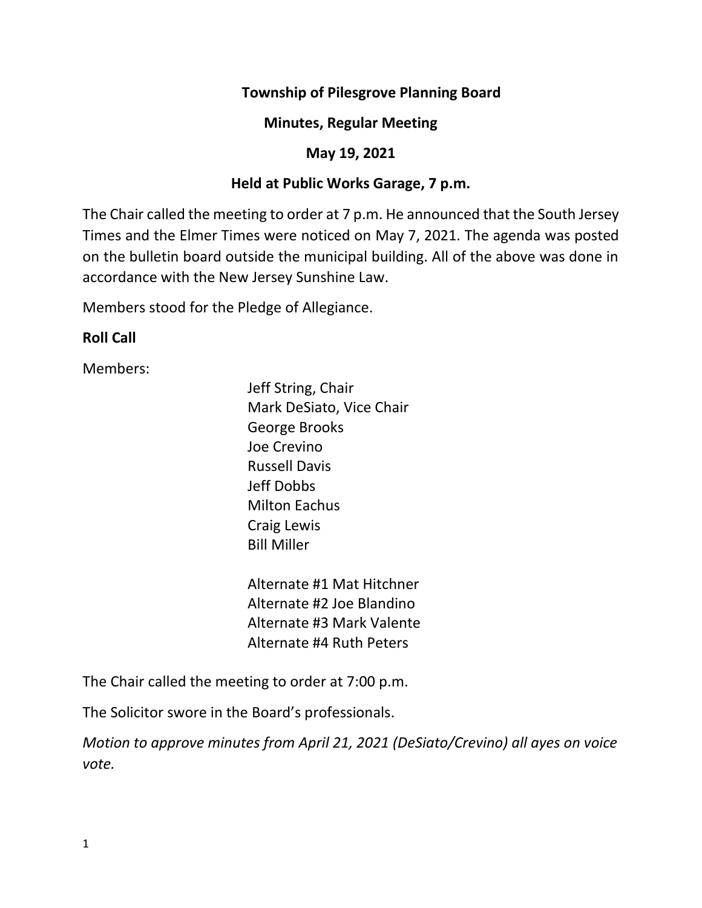**Township of Pilesgrove Planning Board**

**Minutes, Regular Meeting**

**May 19, 2021**

**Held at Public Works Garage, 7 p.m.**

The Chair called the meeting to order at 7 p.m. He announced that the South Jersey Times and the Elmer Times were noticed on May 7, 2021. The agenda was posted on the bulletin board outside the municipal building. All of the above was done in accordance with the New Jersey Sunshine Law.

Members stood for the Pledge of Allegiance.

**Roll Call**

Members:

Jeff String, Chair
Mark DeSiato, Vice Chair
George Brooks
Joe Crevino
Russell Davis
Jeff Dobbs
Milton Eachus
Craig Lewis
Bill Miller

Alternate #1 Mat Hitchner
Alternate #2 Joe Blandino
Alternate #3 Mark Valente
Alternate #4 Ruth Peters

The Chair called the meeting to order at 7:00 p.m.

The Solicitor swore in the Board's professionals.

*Motion to approve minutes from April 21, 2021 (DeSiato/Crevino) all ayes on voice vote.*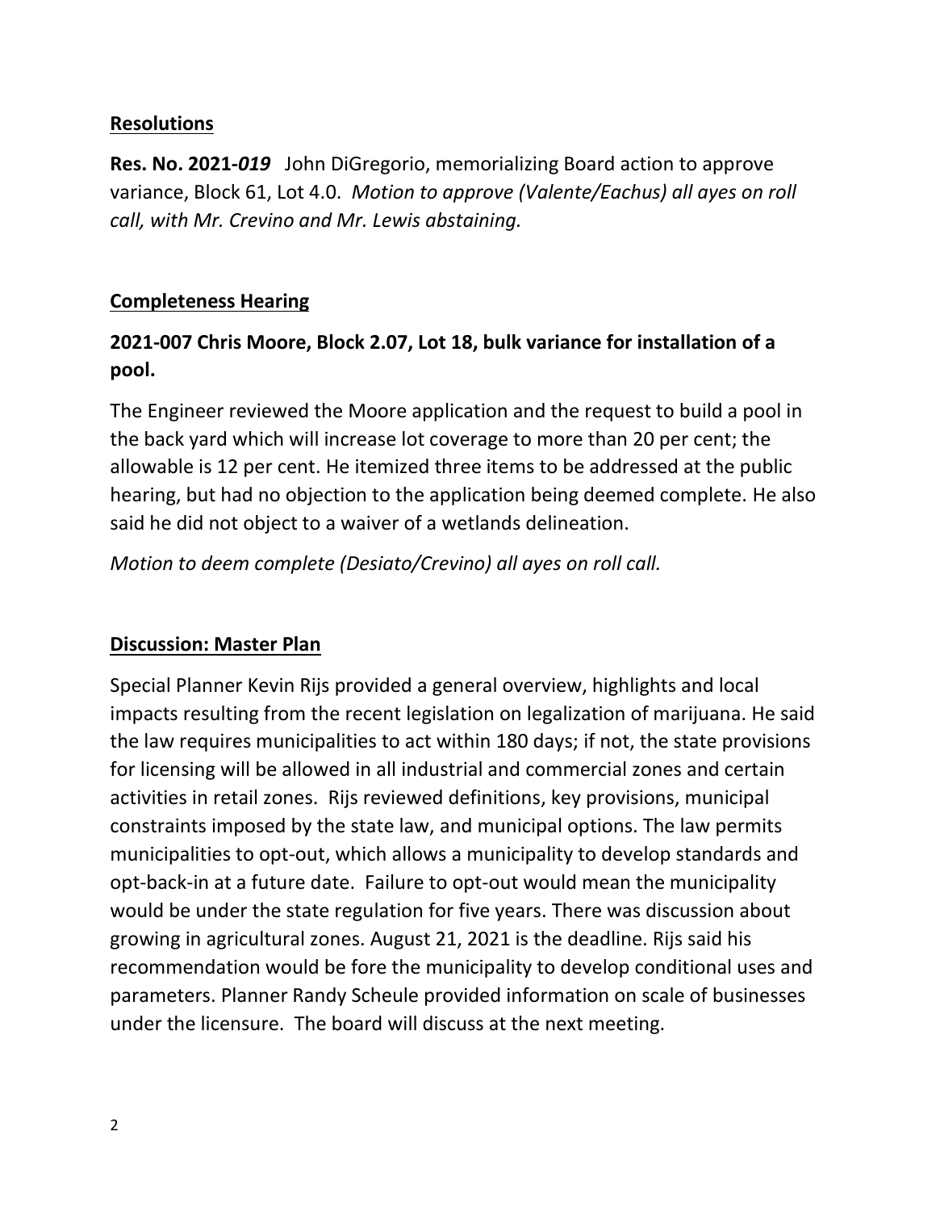## **Resolutions**

**Res. No. 2021-*019*** John DiGregorio, memorializing Board action to approve variance, Block 61, Lot 4.0. *Motion to approve (Valente/Eachus) all ayes on roll call, with Mr. Crevino and Mr. Lewis abstaining.*

## **Completeness Hearing**

### **2021-007 Chris Moore, Block 2.07, Lot 18, bulk variance for installation of a pool.**

The Engineer reviewed the Moore application and the request to build a pool in the back yard which will increase lot coverage to more than 20 per cent; the allowable is 12 per cent. He itemized three items to be addressed at the public hearing, but had no objection to the application being deemed complete. He also said he did not object to a waiver of a wetlands delineation.

*Motion to deem complete (Desiato/Crevino) all ayes on roll call.*

## **Discussion: Master Plan**

Special Planner Kevin Rijs provided a general overview, highlights and local impacts resulting from the recent legislation on legalization of marijuana. He said the law requires municipalities to act within 180 days; if not, the state provisions for licensing will be allowed in all industrial and commercial zones and certain activities in retail zones. Rijs reviewed definitions, key provisions, municipal constraints imposed by the state law, and municipal options. The law permits municipalities to opt-out, which allows a municipality to develop standards and opt-back-in at a future date. Failure to opt-out would mean the municipality would be under the state regulation for five years. There was discussion about growing in agricultural zones. August 21, 2021 is the deadline. Rijs said his recommendation would be fore the municipality to develop conditional uses and parameters. Planner Randy Scheule provided information on scale of businesses under the licensure. The board will discuss at the next meeting.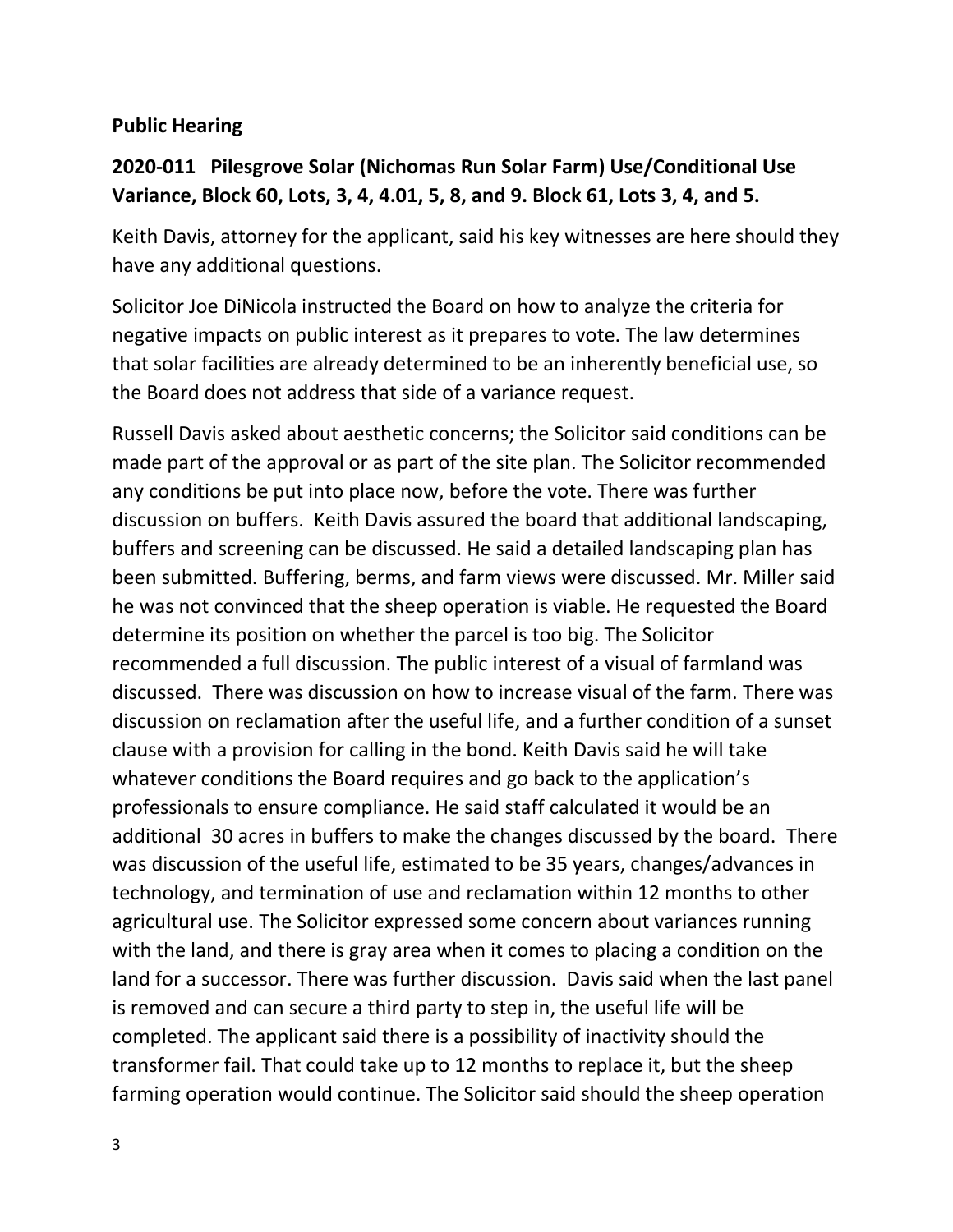## Public Hearing

### 2020-011 Pilesgrove Solar (Nichomas Run Solar Farm) Use/Conditional Use Variance, Block 60, Lots, 3, 4, 4.01, 5, 8, and 9. Block 61, Lots 3, 4, and 5.

Keith Davis, attorney for the applicant, said his key witnesses are here should they have any additional questions.

Solicitor Joe DiNicola instructed the Board on how to analyze the criteria for negative impacts on public interest as it prepares to vote. The law determines that solar facilities are already determined to be an inherently beneficial use, so the Board does not address that side of a variance request.

Russell Davis asked about aesthetic concerns; the Solicitor said conditions can be made part of the approval or as part of the site plan. The Solicitor recommended any conditions be put into place now, before the vote. There was further discussion on buffers. Keith Davis assured the board that additional landscaping, buffers and screening can be discussed. He said a detailed landscaping plan has been submitted. Buffering, berms, and farm views were discussed. Mr. Miller said he was not convinced that the sheep operation is viable. He requested the Board determine its position on whether the parcel is too big. The Solicitor recommended a full discussion. The public interest of a visual of farmland was discussed. There was discussion on how to increase visual of the farm. There was discussion on reclamation after the useful life, and a further condition of a sunset clause with a provision for calling in the bond. Keith Davis said he will take whatever conditions the Board requires and go back to the application's professionals to ensure compliance. He said staff calculated it would be an additional 30 acres in buffers to make the changes discussed by the board. There was discussion of the useful life, estimated to be 35 years, changes/advances in technology, and termination of use and reclamation within 12 months to other agricultural use. The Solicitor expressed some concern about variances running with the land, and there is gray area when it comes to placing a condition on the land for a successor. There was further discussion. Davis said when the last panel is removed and can secure a third party to step in, the useful life will be completed. The applicant said there is a possibility of inactivity should the transformer fail. That could take up to 12 months to replace it, but the sheep farming operation would continue. The Solicitor said should the sheep operation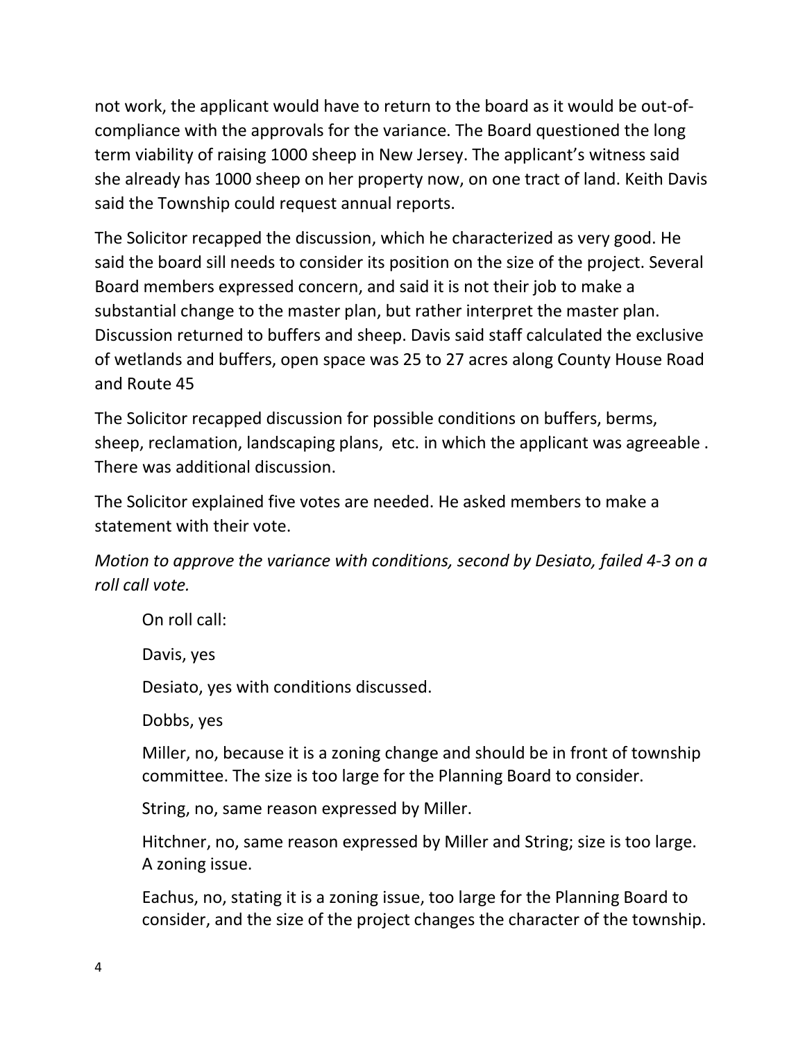not work, the applicant would have to return to the board as it would be out-of-compliance with the approvals for the variance. The Board questioned the long term viability of raising 1000 sheep in New Jersey. The applicant's witness said she already has 1000 sheep on her property now, on one tract of land. Keith Davis said the Township could request annual reports.

The Solicitor recapped the discussion, which he characterized as very good. He said the board sill needs to consider its position on the size of the project. Several Board members expressed concern, and said it is not their job to make a substantial change to the master plan, but rather interpret the master plan. Discussion returned to buffers and sheep. Davis said staff calculated the exclusive of wetlands and buffers, open space was 25 to 27 acres along County House Road and Route 45

The Solicitor recapped discussion for possible conditions on buffers, berms, sheep, reclamation, landscaping plans, etc. in which the applicant was agreeable . There was additional discussion.

The Solicitor explained five votes are needed. He asked members to make a statement with their vote.

*Motion to approve the variance with conditions, second by Desiato, failed 4-3 on a roll call vote.*

On roll call:

Davis, yes

Desiato, yes with conditions discussed.

Dobbs, yes

Miller, no, because it is a zoning change and should be in front of township committee. The size is too large for the Planning Board to consider.

String, no, same reason expressed by Miller.

Hitchner, no, same reason expressed by Miller and String; size is too large. A zoning issue.

Eachus, no, stating it is a zoning issue, too large for the Planning Board to consider, and the size of the project changes the character of the township.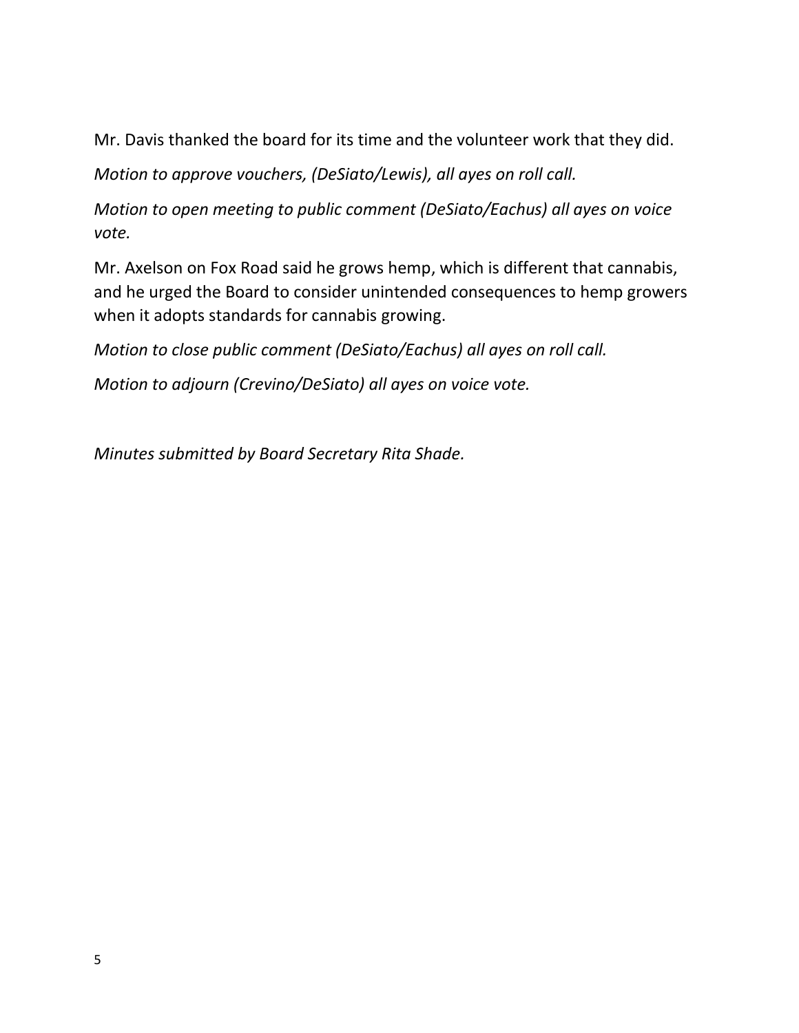Mr. Davis thanked the board for its time and the volunteer work that they did.

*Motion to approve vouchers, (DeSiato/Lewis), all ayes on roll call.*

*Motion to open meeting to public comment (DeSiato/Eachus) all ayes on voice vote.*

Mr. Axelson on Fox Road said he grows hemp, which is different that cannabis, and he urged the Board to consider unintended consequences to hemp growers when it adopts standards for cannabis growing.

*Motion to close public comment (DeSiato/Eachus) all ayes on roll call.*

*Motion to adjourn (Crevino/DeSiato) all ayes on voice vote.*

*Minutes submitted by Board Secretary Rita Shade.*